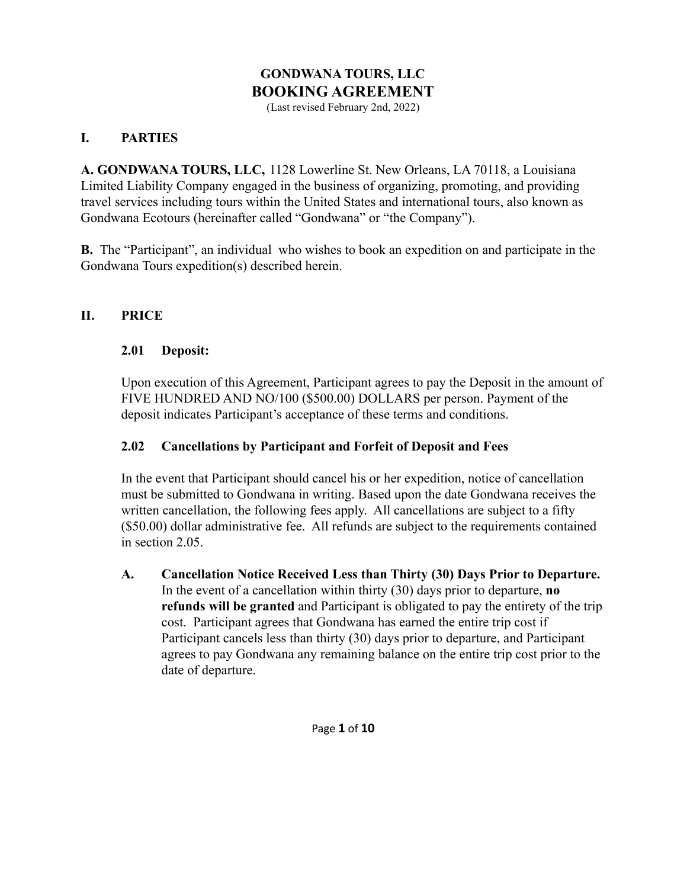# GONDWANA TOURS, LLC
# BOOKING AGREEMENT

(Last revised February 2nd, 2022)

## I. PARTIES

**A. GONDWANA TOURS, LLC,** 1128 Lowerline St. New Orleans, LA 70118, a Louisiana Limited Liability Company engaged in the business of organizing, promoting, and providing travel services including tours within the United States and international tours, also known as Gondwana Ecotours (hereinafter called "Gondwana" or "the Company").

**B.** The "Participant", an individual who wishes to book an expedition on and participate in the Gondwana Tours expedition(s) described herein.

## II. PRICE

### 2.01 Deposit:

Upon execution of this Agreement, Participant agrees to pay the Deposit in the amount of FIVE HUNDRED AND NO/100 ($500.00) DOLLARS per person. Payment of the deposit indicates Participant's acceptance of these terms and conditions.

### 2.02 Cancellations by Participant and Forfeit of Deposit and Fees

In the event that Participant should cancel his or her expedition, notice of cancellation must be submitted to Gondwana in writing. Based upon the date Gondwana receives the written cancellation, the following fees apply. All cancellations are subject to a fifty ($50.00) dollar administrative fee. All refunds are subject to the requirements contained in section 2.05.

**A. Cancellation Notice Received Less than Thirty (30) Days Prior to Departure.** In the event of a cancellation within thirty (30) days prior to departure, **no refunds will be granted** and Participant is obligated to pay the entirety of the trip cost. Participant agrees that Gondwana has earned the entire trip cost if Participant cancels less than thirty (30) days prior to departure, and Participant agrees to pay Gondwana any remaining balance on the entire trip cost prior to the date of departure.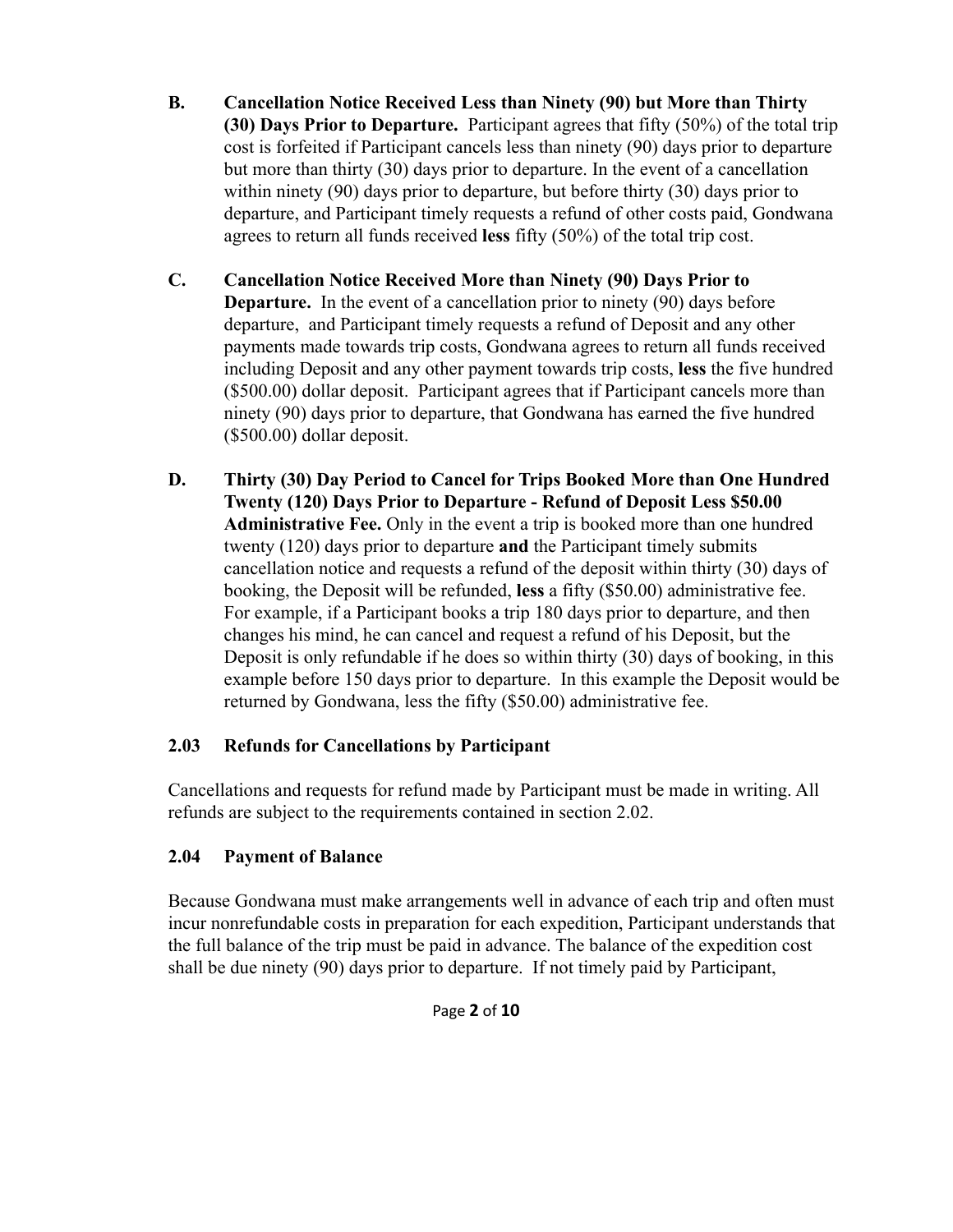**B. Cancellation Notice Received Less than Ninety (90) but More than Thirty (30) Days Prior to Departure.** Participant agrees that fifty (50%) of the total trip cost is forfeited if Participant cancels less than ninety (90) days prior to departure but more than thirty (30) days prior to departure. In the event of a cancellation within ninety (90) days prior to departure, but before thirty (30) days prior to departure, and Participant timely requests a refund of other costs paid, Gondwana agrees to return all funds received **less** fifty (50%) of the total trip cost.

**C. Cancellation Notice Received More than Ninety (90) Days Prior to Departure.** In the event of a cancellation prior to ninety (90) days before departure, and Participant timely requests a refund of Deposit and any other payments made towards trip costs, Gondwana agrees to return all funds received including Deposit and any other payment towards trip costs, **less** the five hundred ($500.00) dollar deposit. Participant agrees that if Participant cancels more than ninety (90) days prior to departure, that Gondwana has earned the five hundred ($500.00) dollar deposit.

**D. Thirty (30) Day Period to Cancel for Trips Booked More than One Hundred Twenty (120) Days Prior to Departure - Refund of Deposit Less $50.00 Administrative Fee.** Only in the event a trip is booked more than one hundred twenty (120) days prior to departure **and** the Participant timely submits cancellation notice and requests a refund of the deposit within thirty (30) days of booking, the Deposit will be refunded, **less** a fifty ($50.00) administrative fee. For example, if a Participant books a trip 180 days prior to departure, and then changes his mind, he can cancel and request a refund of his Deposit, but the Deposit is only refundable if he does so within thirty (30) days of booking, in this example before 150 days prior to departure. In this example the Deposit would be returned by Gondwana, less the fifty ($50.00) administrative fee.

### 2.03 Refunds for Cancellations by Participant

Cancellations and requests for refund made by Participant must be made in writing. All refunds are subject to the requirements contained in section 2.02.

### 2.04 Payment of Balance

Because Gondwana must make arrangements well in advance of each trip and often must incur nonrefundable costs in preparation for each expedition, Participant understands that the full balance of the trip must be paid in advance. The balance of the expedition cost shall be due ninety (90) days prior to departure. If not timely paid by Participant,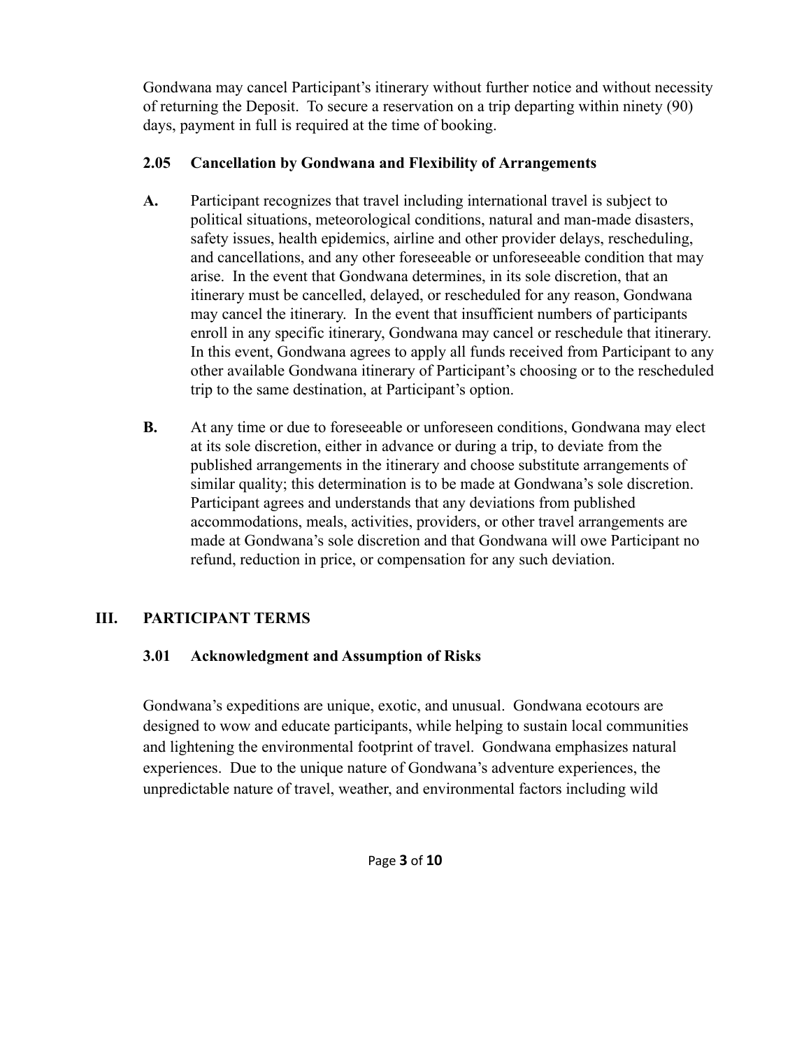Gondwana may cancel Participant's itinerary without further notice and without necessity of returning the Deposit. To secure a reservation on a trip departing within ninety (90) days, payment in full is required at the time of booking.

### 2.05 Cancellation by Gondwana and Flexibility of Arrangements

**A.** Participant recognizes that travel including international travel is subject to political situations, meteorological conditions, natural and man-made disasters, safety issues, health epidemics, airline and other provider delays, rescheduling, and cancellations, and any other foreseeable or unforeseeable condition that may arise. In the event that Gondwana determines, in its sole discretion, that an itinerary must be cancelled, delayed, or rescheduled for any reason, Gondwana may cancel the itinerary. In the event that insufficient numbers of participants enroll in any specific itinerary, Gondwana may cancel or reschedule that itinerary. In this event, Gondwana agrees to apply all funds received from Participant to any other available Gondwana itinerary of Participant's choosing or to the rescheduled trip to the same destination, at Participant's option.

**B.** At any time or due to foreseeable or unforeseen conditions, Gondwana may elect at its sole discretion, either in advance or during a trip, to deviate from the published arrangements in the itinerary and choose substitute arrangements of similar quality; this determination is to be made at Gondwana's sole discretion. Participant agrees and understands that any deviations from published accommodations, meals, activities, providers, or other travel arrangements are made at Gondwana's sole discretion and that Gondwana will owe Participant no refund, reduction in price, or compensation for any such deviation.

## III. PARTICIPANT TERMS

### 3.01 Acknowledgment and Assumption of Risks

Gondwana's expeditions are unique, exotic, and unusual. Gondwana ecotours are designed to wow and educate participants, while helping to sustain local communities and lightening the environmental footprint of travel. Gondwana emphasizes natural experiences. Due to the unique nature of Gondwana's adventure experiences, the unpredictable nature of travel, weather, and environmental factors including wild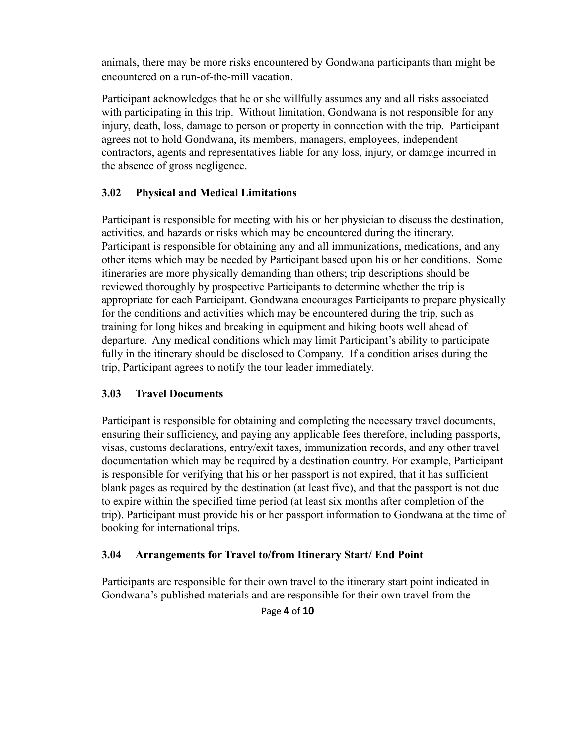animals, there may be more risks encountered by Gondwana participants than might be encountered on a run-of-the-mill vacation.

Participant acknowledges that he or she willfully assumes any and all risks associated with participating in this trip. Without limitation, Gondwana is not responsible for any injury, death, loss, damage to person or property in connection with the trip. Participant agrees not to hold Gondwana, its members, managers, employees, independent contractors, agents and representatives liable for any loss, injury, or damage incurred in the absence of gross negligence.

### 3.02 Physical and Medical Limitations

Participant is responsible for meeting with his or her physician to discuss the destination, activities, and hazards or risks which may be encountered during the itinerary. Participant is responsible for obtaining any and all immunizations, medications, and any other items which may be needed by Participant based upon his or her conditions. Some itineraries are more physically demanding than others; trip descriptions should be reviewed thoroughly by prospective Participants to determine whether the trip is appropriate for each Participant. Gondwana encourages Participants to prepare physically for the conditions and activities which may be encountered during the trip, such as training for long hikes and breaking in equipment and hiking boots well ahead of departure. Any medical conditions which may limit Participant's ability to participate fully in the itinerary should be disclosed to Company. If a condition arises during the trip, Participant agrees to notify the tour leader immediately.

### 3.03 Travel Documents

Participant is responsible for obtaining and completing the necessary travel documents, ensuring their sufficiency, and paying any applicable fees therefore, including passports, visas, customs declarations, entry/exit taxes, immunization records, and any other travel documentation which may be required by a destination country. For example, Participant is responsible for verifying that his or her passport is not expired, that it has sufficient blank pages as required by the destination (at least five), and that the passport is not due to expire within the specified time period (at least six months after completion of the trip). Participant must provide his or her passport information to Gondwana at the time of booking for international trips.

### 3.04 Arrangements for Travel to/from Itinerary Start/ End Point

Participants are responsible for their own travel to the itinerary start point indicated in Gondwana's published materials and are responsible for their own travel from the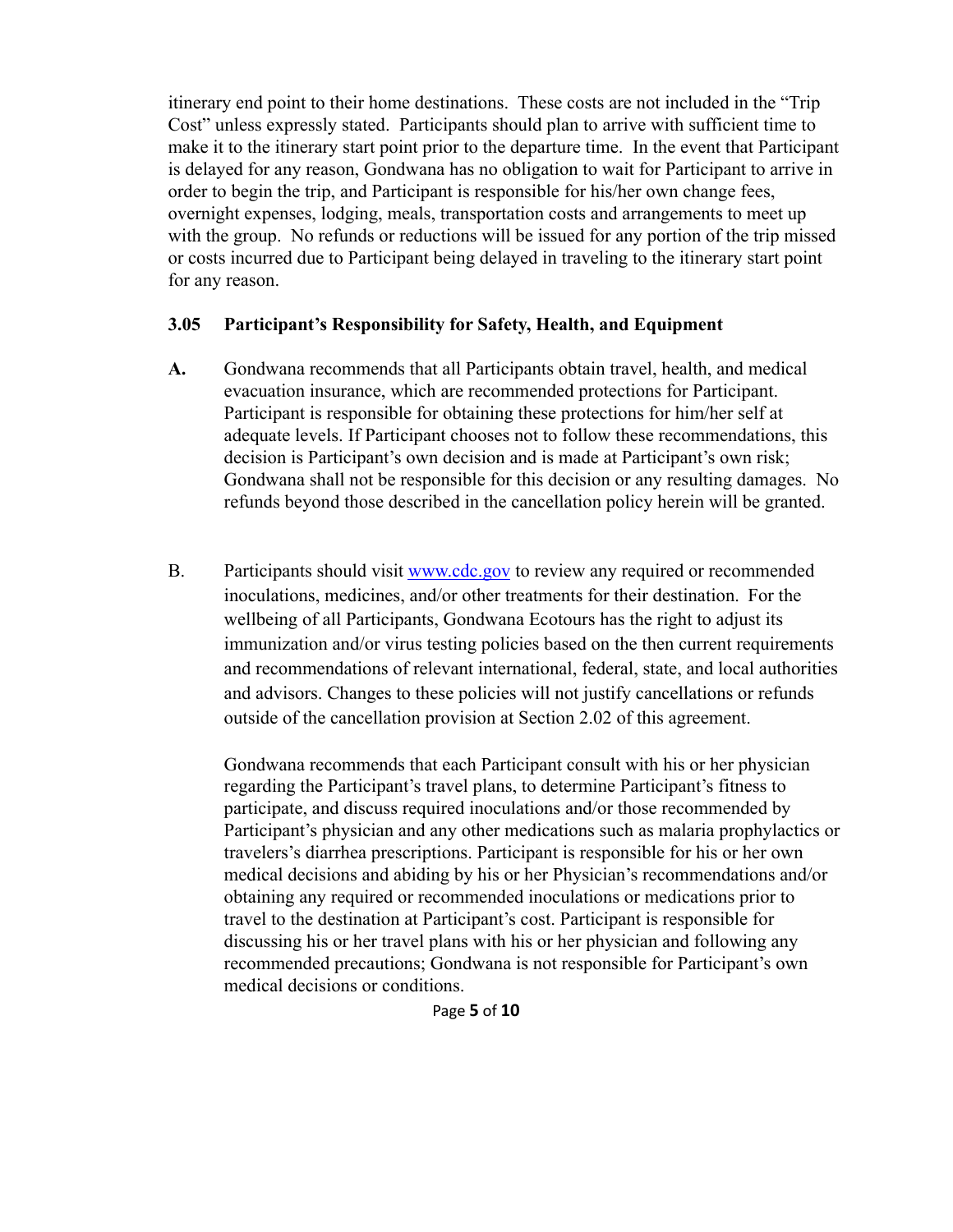itinerary end point to their home destinations. These costs are not included in the "Trip Cost" unless expressly stated. Participants should plan to arrive with sufficient time to make it to the itinerary start point prior to the departure time. In the event that Participant is delayed for any reason, Gondwana has no obligation to wait for Participant to arrive in order to begin the trip, and Participant is responsible for his/her own change fees, overnight expenses, lodging, meals, transportation costs and arrangements to meet up with the group. No refunds or reductions will be issued for any portion of the trip missed or costs incurred due to Participant being delayed in traveling to the itinerary start point for any reason.

### 3.05 Participant's Responsibility for Safety, Health, and Equipment

**A.** Gondwana recommends that all Participants obtain travel, health, and medical evacuation insurance, which are recommended protections for Participant. Participant is responsible for obtaining these protections for him/her self at adequate levels. If Participant chooses not to follow these recommendations, this decision is Participant's own decision and is made at Participant's own risk; Gondwana shall not be responsible for this decision or any resulting damages. No refunds beyond those described in the cancellation policy herein will be granted.

B. Participants should visit [www.cdc.gov](http://www.cdc.gov) to review any required or recommended inoculations, medicines, and/or other treatments for their destination. For the wellbeing of all Participants, Gondwana Ecotours has the right to adjust its immunization and/or virus testing policies based on the then current requirements and recommendations of relevant international, federal, state, and local authorities and advisors. Changes to these policies will not justify cancellations or refunds outside of the cancellation provision at Section 2.02 of this agreement.

Gondwana recommends that each Participant consult with his or her physician regarding the Participant's travel plans, to determine Participant's fitness to participate, and discuss required inoculations and/or those recommended by Participant's physician and any other medications such as malaria prophylactics or travelers's diarrhea prescriptions. Participant is responsible for his or her own medical decisions and abiding by his or her Physician's recommendations and/or obtaining any required or recommended inoculations or medications prior to travel to the destination at Participant's cost. Participant is responsible for discussing his or her travel plans with his or her physician and following any recommended precautions; Gondwana is not responsible for Participant's own medical decisions or conditions.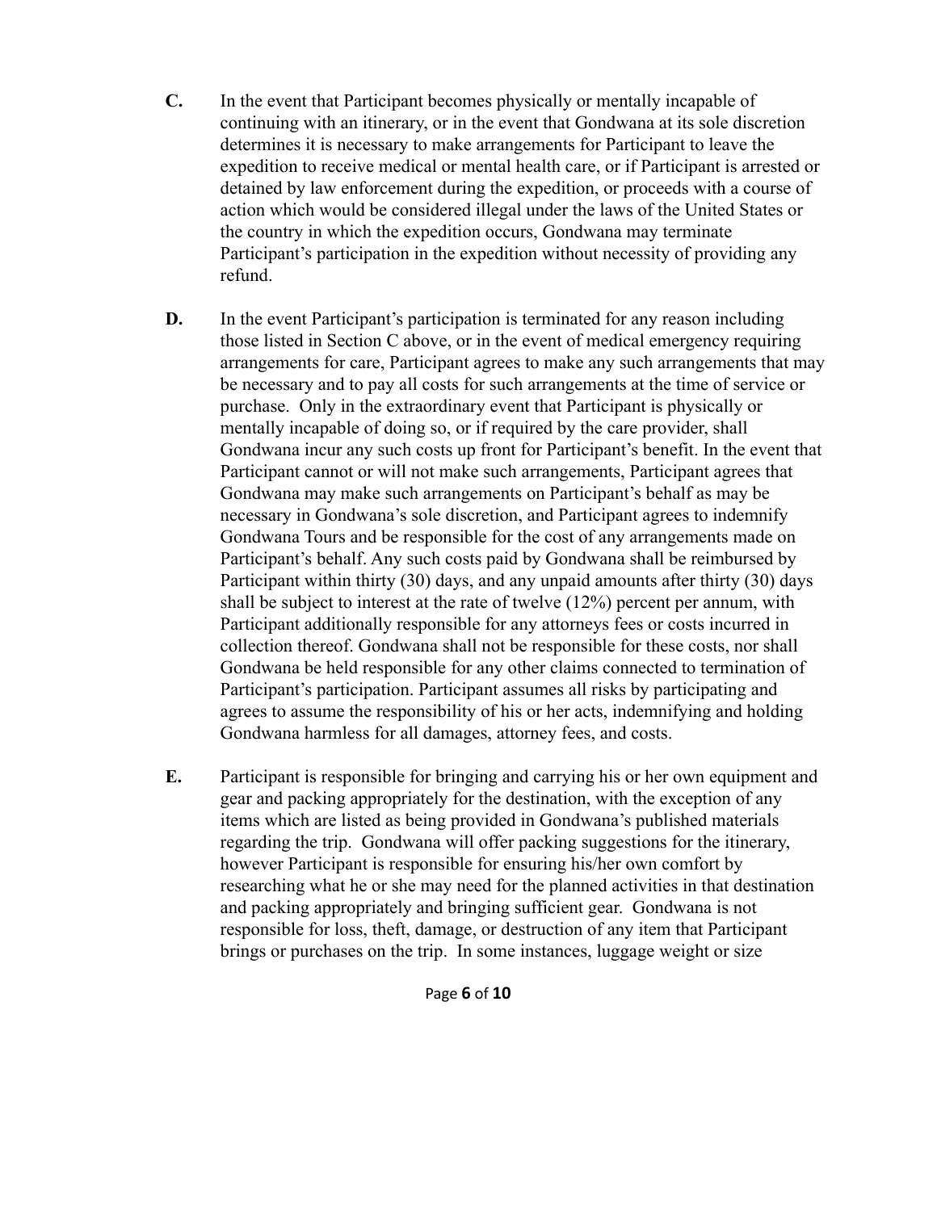**C.** In the event that Participant becomes physically or mentally incapable of continuing with an itinerary, or in the event that Gondwana at its sole discretion determines it is necessary to make arrangements for Participant to leave the expedition to receive medical or mental health care, or if Participant is arrested or detained by law enforcement during the expedition, or proceeds with a course of action which would be considered illegal under the laws of the United States or the country in which the expedition occurs, Gondwana may terminate Participant's participation in the expedition without necessity of providing any refund.

**D.** In the event Participant's participation is terminated for any reason including those listed in Section C above, or in the event of medical emergency requiring arrangements for care, Participant agrees to make any such arrangements that may be necessary and to pay all costs for such arrangements at the time of service or purchase. Only in the extraordinary event that Participant is physically or mentally incapable of doing so, or if required by the care provider, shall Gondwana incur any such costs up front for Participant's benefit. In the event that Participant cannot or will not make such arrangements, Participant agrees that Gondwana may make such arrangements on Participant's behalf as may be necessary in Gondwana's sole discretion, and Participant agrees to indemnify Gondwana Tours and be responsible for the cost of any arrangements made on Participant's behalf. Any such costs paid by Gondwana shall be reimbursed by Participant within thirty (30) days, and any unpaid amounts after thirty (30) days shall be subject to interest at the rate of twelve (12%) percent per annum, with Participant additionally responsible for any attorneys fees or costs incurred in collection thereof. Gondwana shall not be responsible for these costs, nor shall Gondwana be held responsible for any other claims connected to termination of Participant's participation. Participant assumes all risks by participating and agrees to assume the responsibility of his or her acts, indemnifying and holding Gondwana harmless for all damages, attorney fees, and costs.

**E.** Participant is responsible for bringing and carrying his or her own equipment and gear and packing appropriately for the destination, with the exception of any items which are listed as being provided in Gondwana's published materials regarding the trip. Gondwana will offer packing suggestions for the itinerary, however Participant is responsible for ensuring his/her own comfort by researching what he or she may need for the planned activities in that destination and packing appropriately and bringing sufficient gear. Gondwana is not responsible for loss, theft, damage, or destruction of any item that Participant brings or purchases on the trip. In some instances, luggage weight or size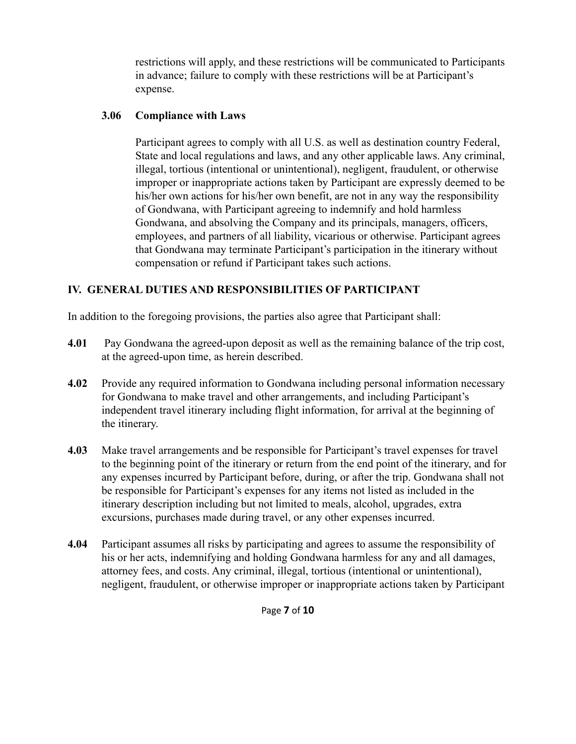restrictions will apply, and these restrictions will be communicated to Participants in advance; failure to comply with these restrictions will be at Participant's expense.

### 3.06 Compliance with Laws

Participant agrees to comply with all U.S. as well as destination country Federal, State and local regulations and laws, and any other applicable laws. Any criminal, illegal, tortious (intentional or unintentional), negligent, fraudulent, or otherwise improper or inappropriate actions taken by Participant are expressly deemed to be his/her own actions for his/her own benefit, are not in any way the responsibility of Gondwana, with Participant agreeing to indemnify and hold harmless Gondwana, and absolving the Company and its principals, managers, officers, employees, and partners of all liability, vicarious or otherwise. Participant agrees that Gondwana may terminate Participant's participation in the itinerary without compensation or refund if Participant takes such actions.

## IV. GENERAL DUTIES AND RESPONSIBILITIES OF PARTICIPANT

In addition to the foregoing provisions, the parties also agree that Participant shall:

**4.01** Pay Gondwana the agreed-upon deposit as well as the remaining balance of the trip cost, at the agreed-upon time, as herein described.

**4.02** Provide any required information to Gondwana including personal information necessary for Gondwana to make travel and other arrangements, and including Participant's independent travel itinerary including flight information, for arrival at the beginning of the itinerary.

**4.03** Make travel arrangements and be responsible for Participant's travel expenses for travel to the beginning point of the itinerary or return from the end point of the itinerary, and for any expenses incurred by Participant before, during, or after the trip. Gondwana shall not be responsible for Participant's expenses for any items not listed as included in the itinerary description including but not limited to meals, alcohol, upgrades, extra excursions, purchases made during travel, or any other expenses incurred.

**4.04** Participant assumes all risks by participating and agrees to assume the responsibility of his or her acts, indemnifying and holding Gondwana harmless for any and all damages, attorney fees, and costs. Any criminal, illegal, tortious (intentional or unintentional), negligent, fraudulent, or otherwise improper or inappropriate actions taken by Participant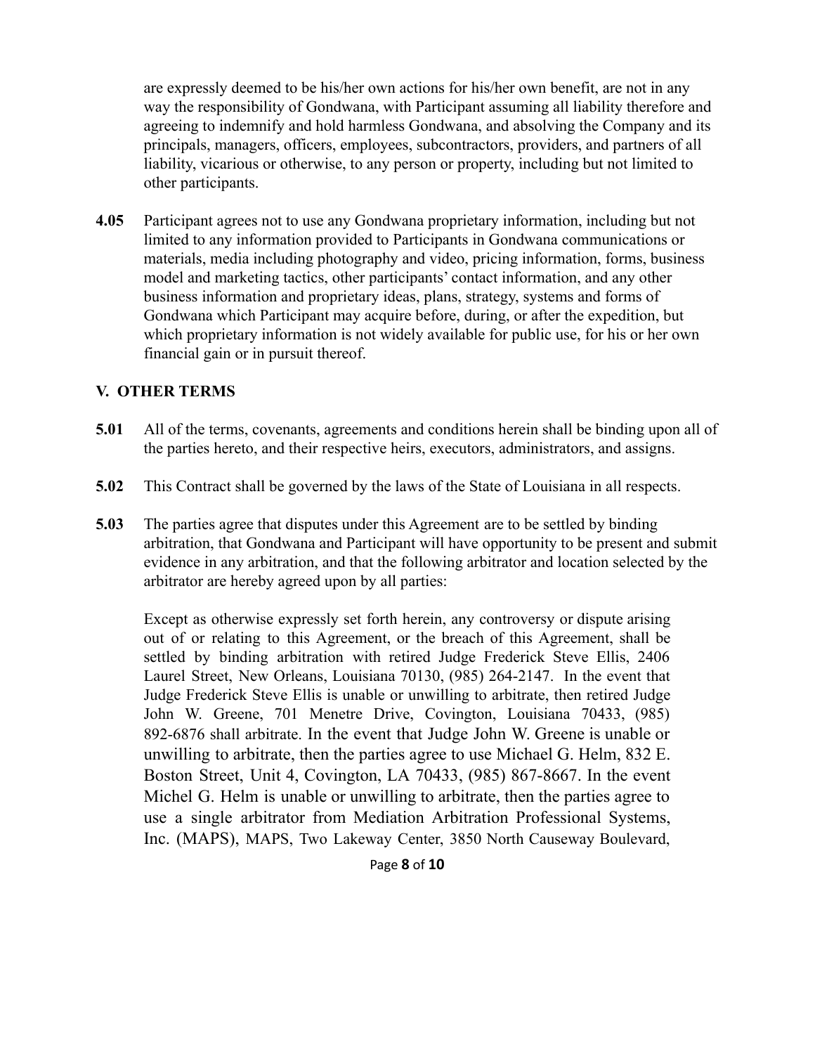are expressly deemed to be his/her own actions for his/her own benefit, are not in any way the responsibility of Gondwana, with Participant assuming all liability therefore and agreeing to indemnify and hold harmless Gondwana, and absolving the Company and its principals, managers, officers, employees, subcontractors, providers, and partners of all liability, vicarious or otherwise, to any person or property, including but not limited to other participants.

**4.05** Participant agrees not to use any Gondwana proprietary information, including but not limited to any information provided to Participants in Gondwana communications or materials, media including photography and video, pricing information, forms, business model and marketing tactics, other participants' contact information, and any other business information and proprietary ideas, plans, strategy, systems and forms of Gondwana which Participant may acquire before, during, or after the expedition, but which proprietary information is not widely available for public use, for his or her own financial gain or in pursuit thereof.

## V. OTHER TERMS

**5.01** All of the terms, covenants, agreements and conditions herein shall be binding upon all of the parties hereto, and their respective heirs, executors, administrators, and assigns.

**5.02** This Contract shall be governed by the laws of the State of Louisiana in all respects.

**5.03** The parties agree that disputes under this Agreement are to be settled by binding arbitration, that Gondwana and Participant will have opportunity to be present and submit evidence in any arbitration, and that the following arbitrator and location selected by the arbitrator are hereby agreed upon by all parties:

Except as otherwise expressly set forth herein, any controversy or dispute arising out of or relating to this Agreement, or the breach of this Agreement, shall be settled by binding arbitration with retired Judge Frederick Steve Ellis, 2406 Laurel Street, New Orleans, Louisiana 70130, (985) 264-2147. In the event that Judge Frederick Steve Ellis is unable or unwilling to arbitrate, then retired Judge John W. Greene, 701 Menetre Drive, Covington, Louisiana 70433, (985) 892-6876 shall arbitrate. In the event that Judge John W. Greene is unable or unwilling to arbitrate, then the parties agree to use Michael G. Helm, 832 E. Boston Street, Unit 4, Covington, LA 70433, (985) 867-8667. In the event Michel G. Helm is unable or unwilling to arbitrate, then the parties agree to use a single arbitrator from Mediation Arbitration Professional Systems, Inc. (MAPS), MAPS, Two Lakeway Center, 3850 North Causeway Boulevard,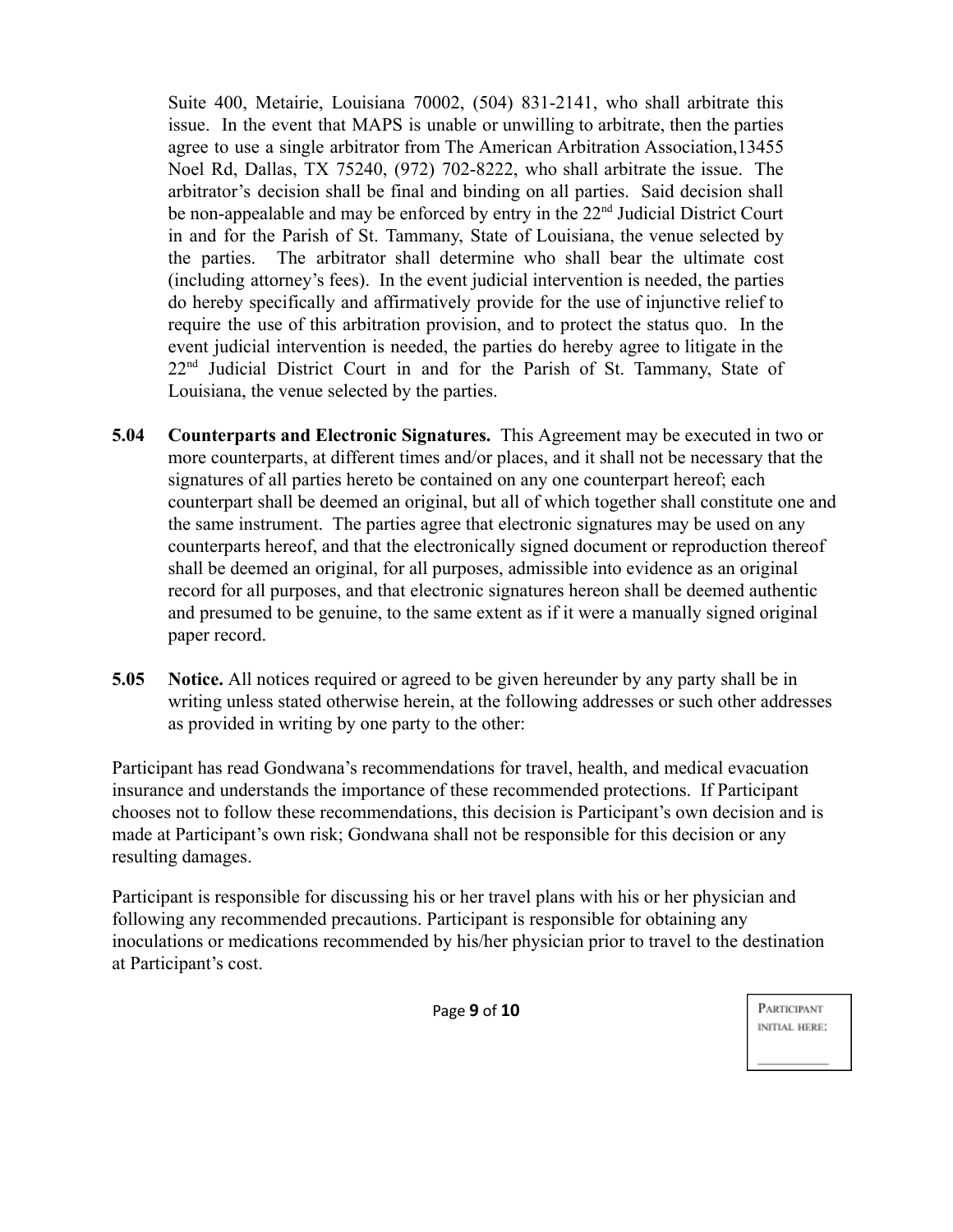Suite 400, Metairie, Louisiana 70002, (504) 831-2141, who shall arbitrate this issue. In the event that MAPS is unable or unwilling to arbitrate, then the parties agree to use a single arbitrator from The American Arbitration Association,13455 Noel Rd, Dallas, TX 75240, (972) 702-8222, who shall arbitrate the issue. The arbitrator's decision shall be final and binding on all parties. Said decision shall be non-appealable and may be enforced by entry in the 22nd Judicial District Court in and for the Parish of St. Tammany, State of Louisiana, the venue selected by the parties. The arbitrator shall determine who shall bear the ultimate cost (including attorney's fees). In the event judicial intervention is needed, the parties do hereby specifically and affirmatively provide for the use of injunctive relief to require the use of this arbitration provision, and to protect the status quo. In the event judicial intervention is needed, the parties do hereby agree to litigate in the 22nd Judicial District Court in and for the Parish of St. Tammany, State of Louisiana, the venue selected by the parties.

**5.04 Counterparts and Electronic Signatures.** This Agreement may be executed in two or more counterparts, at different times and/or places, and it shall not be necessary that the signatures of all parties hereto be contained on any one counterpart hereof; each counterpart shall be deemed an original, but all of which together shall constitute one and the same instrument. The parties agree that electronic signatures may be used on any counterparts hereof, and that the electronically signed document or reproduction thereof shall be deemed an original, for all purposes, admissible into evidence as an original record for all purposes, and that electronic signatures hereon shall be deemed authentic and presumed to be genuine, to the same extent as if it were a manually signed original paper record.

**5.05 Notice.** All notices required or agreed to be given hereunder by any party shall be in writing unless stated otherwise herein, at the following addresses or such other addresses as provided in writing by one party to the other:

Participant has read Gondwana's recommendations for travel, health, and medical evacuation insurance and understands the importance of these recommended protections. If Participant chooses not to follow these recommendations, this decision is Participant's own decision and is made at Participant's own risk; Gondwana shall not be responsible for this decision or any resulting damages.

Participant is responsible for discussing his or her travel plans with his or her physician and following any recommended precautions. Participant is responsible for obtaining any inoculations or medications recommended by his/her physician prior to travel to the destination at Participant's cost.

PARTICIPANT INITIAL HERE: \_\_\_\_\_\_\_\_\_\_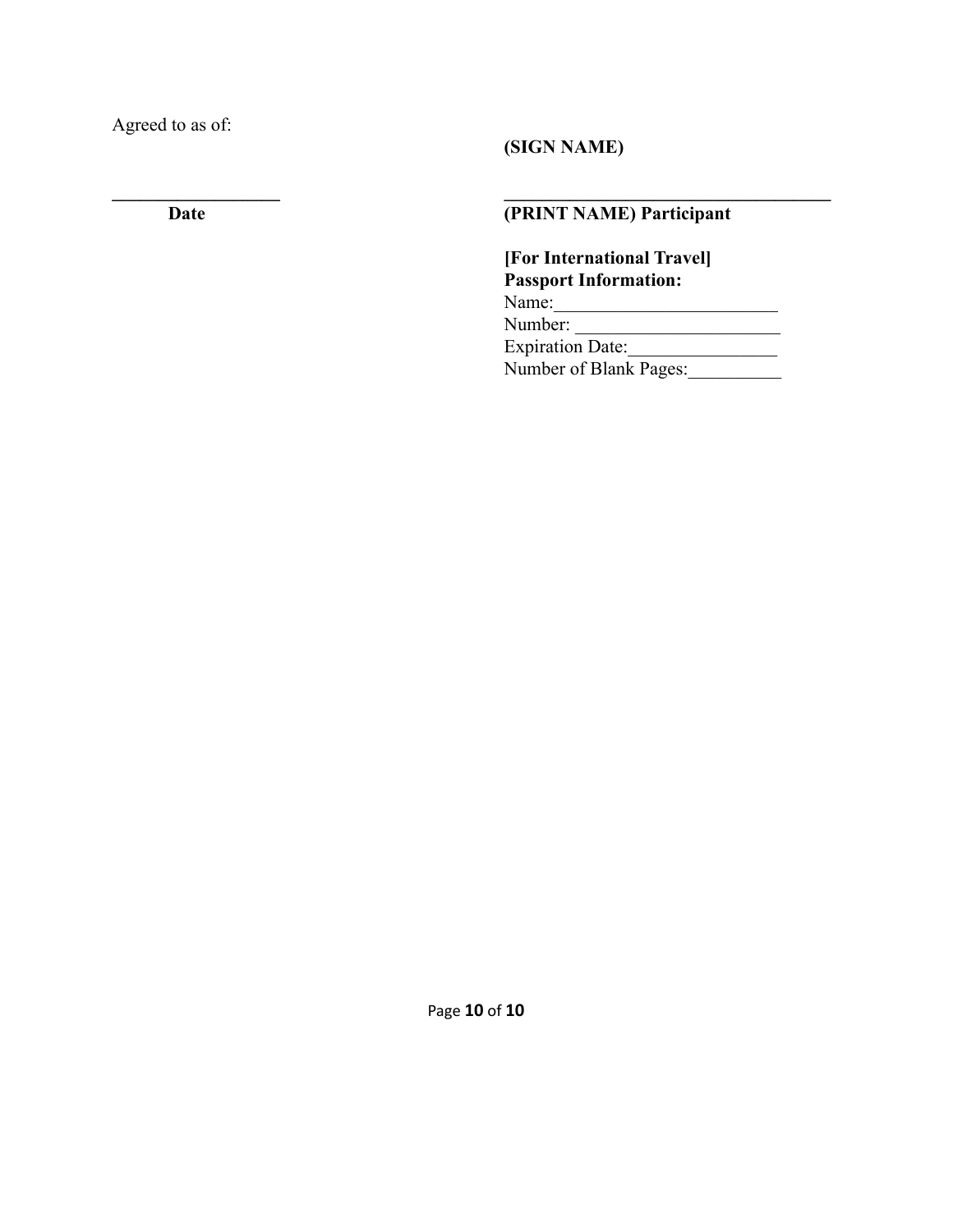Agreed to as of:

**(SIGN NAME)**

**\_\_\_\_\_\_\_\_\_\_\_\_\_\_\_\_\_\_\_\_**
**Date**

**\_\_\_\_\_\_\_\_\_\_\_\_\_\_\_\_\_\_\_\_\_\_\_\_\_\_\_\_\_\_\_\_\_\_\_\_\_\_\_**
**(PRINT NAME) Participant**

**[For International Travel]**
**Passport Information:**
Name:\_\_\_\_\_\_\_\_\_\_\_\_\_\_\_\_\_\_\_\_\_\_\_\_
Number: \_\_\_\_\_\_\_\_\_\_\_\_\_\_\_\_\_\_\_\_\_\_
Expiration Date:\_\_\_\_\_\_\_\_\_\_\_\_\_\_\_\_
Number of Blank Pages:\_\_\_\_\_\_\_\_\_\_